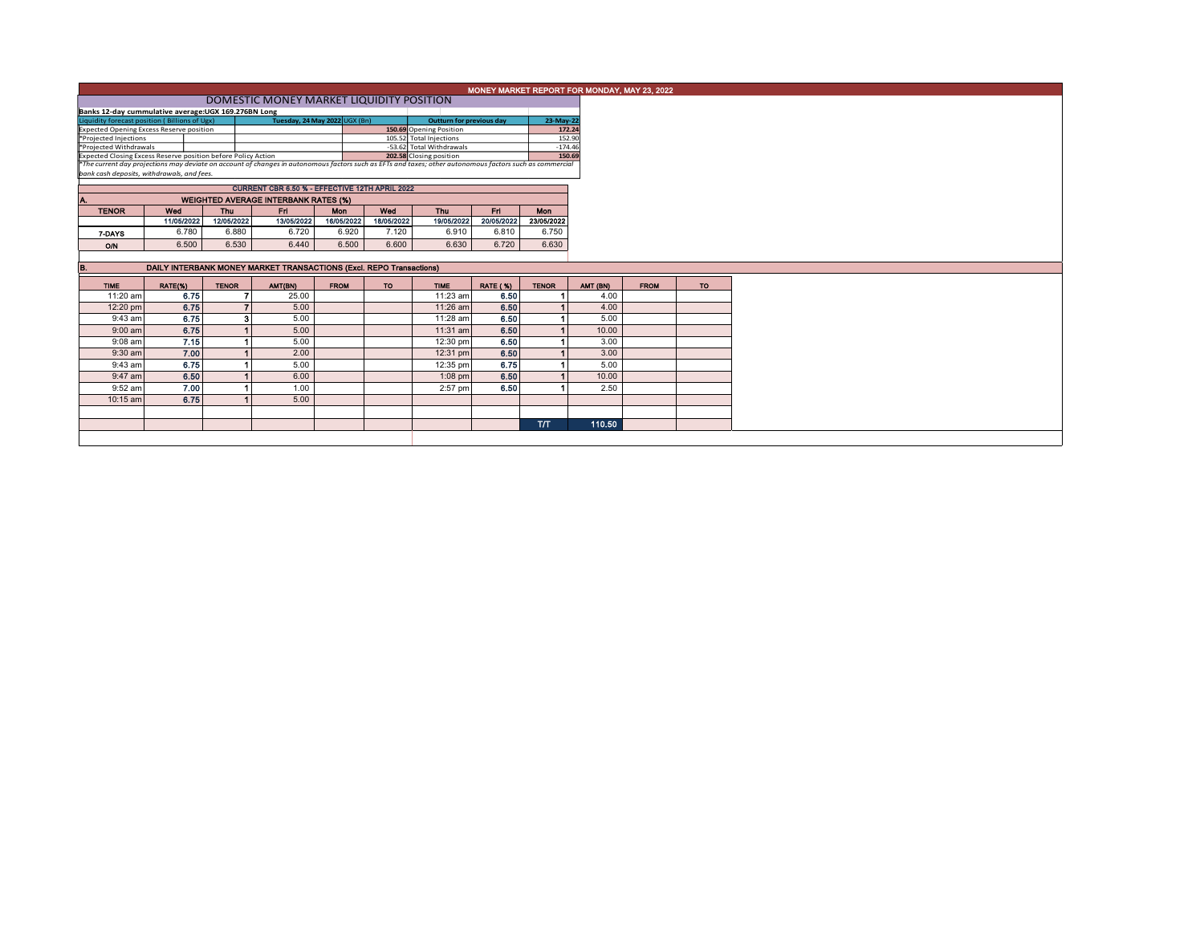# MONEY MARKET REPORT FOR MONDAY, MAY 23, 2022

## DOMESTIC MONEY MARKET LIQUIDITY POSITION

**Banks 12-day cummulative average:UGX 169.276BN Long**

| Liquidity forecast position (Billions of Ugx) | Tuesday, 24 May 2022 UGX (Bn) | Outturn for previous day | 23-May-22 |
|---|---|---|---|
| Expected Opening Excess Reserve position | 150.69 | Opening Position | 172.24 |
| *Projected Injections | 105.52 | Total Injections | 152.90 |
| *Projected Withdrawals | -53.62 | Total Withdrawals | -174.46 |
| Expected Closing Excess Reserve position before Policy Action | 202.58 | Closing position | 150.69 |

*The current day projections may deviate on account of changes in autonomous factors such as EFTs and taxes; other autonomous factors such as commercial bank cash deposits, withdrawals, and fees.

**CURRENT CBR 6.50 % - EFFECTIVE 12TH APRIL 2022**

### A. WEIGHTED AVERAGE INTERBANK RATES (%)

| TENOR | Wed | Thu | Fri | Mon | Wed | Thu | Fri | Mon |
|---|---|---|---|---|---|---|---|---|
| | 11/05/2022 | 12/05/2022 | 13/05/2022 | 16/05/2022 | 18/05/2022 | 19/05/2022 | 20/05/2022 | 23/05/2022 |
| 7-DAYS | 6.780 | 6.880 | 6.720 | 6.920 | 7.120 | 6.910 | 6.810 | 6.750 |
| O/N | 6.500 | 6.530 | 6.440 | 6.500 | 6.600 | 6.630 | 6.720 | 6.630 |

### B. DAILY INTERBANK MONEY MARKET TRANSACTIONS (Excl. REPO Transactions)

| TIME | RATE(%) | TENOR | AMT(BN) | FROM | TO | TIME | RATE (%) | TENOR | AMT (BN) | FROM | TO |
|---|---|---|---|---|---|---|---|---|---|---|---|
| 11:20 am | 6.75 | 7 | 25.00 | | | 11:23 am | 6.50 | 1 | 4.00 | | |
| 12:20 pm | 6.75 | 7 | 5.00 | | | 11:26 am | 6.50 | 1 | 4.00 | | |
| 9:43 am | 6.75 | 3 | 5.00 | | | 11:28 am | 6.50 | 1 | 5.00 | | |
| 9:00 am | 6.75 | 1 | 5.00 | | | 11:31 am | 6.50 | 1 | 10.00 | | |
| 9:08 am | 7.15 | 1 | 5.00 | | | 12:30 pm | 6.50 | 1 | 3.00 | | |
| 9:30 am | 7.00 | 1 | 2.00 | | | 12:31 pm | 6.50 | 1 | 3.00 | | |
| 9:43 am | 6.75 | 1 | 5.00 | | | 12:35 pm | 6.75 | 1 | 5.00 | | |
| 9:47 am | 6.50 | 1 | 6.00 | | | 1:08 pm | 6.50 | 1 | 10.00 | | |
| 9:52 am | 7.00 | 1 | 1.00 | | | 2:57 pm | 6.50 | 1 | 2.50 | | |
| 10:15 am | 6.75 | 1 | 5.00 | | | | | | | | |
| | | | | | | | | T/T | 110.50 | | |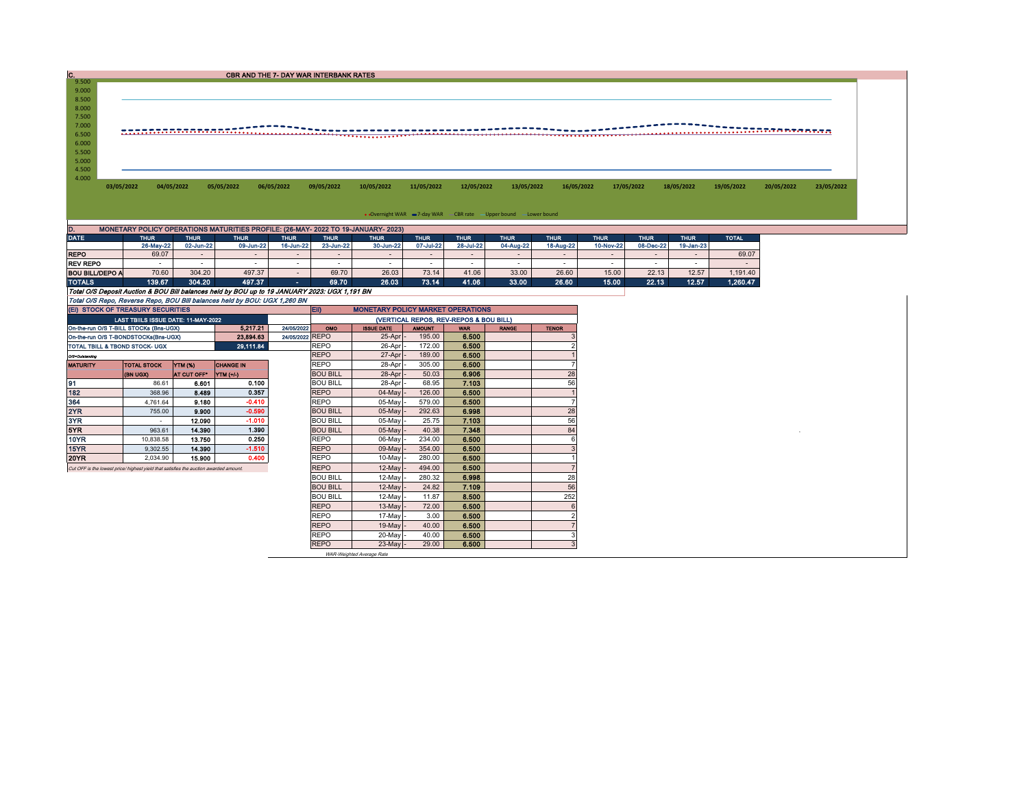## C. CBR AND THE 7- DAY WAR INTERBANK RATES

9.500
9.000
8.500
8.000
7.500
7.000
6.500
6.000
5.500
5.000
4.500
4.000

03/05/2022 04/05/2022 05/05/2022 06/05/2022 09/05/2022 10/05/2022 11/05/2022 12/05/2022 13/05/2022 16/05/2022 17/05/2022 18/05/2022 19/05/2022 20/05/2022 23/05/2022

Overnight WAR · 7-day WAR · CBR rate · Upper bound · Lower bound

## D. MONETARY POLICY OPERATIONS MATURITIES PROFILE: (26-MAY- 2022 TO 19-JANUARY- 2023)

| DATE | THUR | THUR | THUR | THUR | THUR | THUR | THUR | THUR | THUR | THUR | THUR | THUR | THUR | TOTAL |
|---|---|---|---|---|---|---|---|---|---|---|---|---|---|---|
| | 26-May-22 | 02-Jun-22 | 09-Jun-22 | 16-Jun-22 | 23-Jun-22 | 30-Jun-22 | 07-Jul-22 | 28-Jul-22 | 04-Aug-22 | 18-Aug-22 | 10-Nov-22 | 08-Dec-22 | 19-Jan-23 | |
| REPO | 69.07 | - | - | - | - | - | - | - | - | - | - | - | - | 69.07 |
| REV REPO | - | - | - | - | - | - | - | - | - | - | - | - | - | - |
| BOU BILL/DEPO A | 70.60 | 304.20 | 497.37 | - | 69.70 | 26.03 | 73.14 | 41.06 | 33.00 | 26.60 | 15.00 | 22.13 | 12.57 | 1,191.40 |
| TOTALS | 139.67 | 304.20 | 497.37 | - | 69.70 | 26.03 | 73.14 | 41.06 | 33.00 | 26.60 | 15.00 | 22.13 | 12.57 | 1,260.47 |

*Total O/S Deposit Auction & BOU Bill balances held by BOU up to 19 JANUARY 2023: UGX 1,191 BN*

*Total O/S Repo, Reverse Repo, BOU Bill balances held by BOU: UGX 1,260 BN*

## (EI) STOCK OF TREASURY SECURITIES

| LAST TBIILS ISSUE DATE: 11-MAY-2022 | | |
|---|---|---|
| On-the-run O/S T-BILL STOCKs (Bns-UGX) | 5,217.21 | 24/05/2022 |
| On-the-run O/S T-BONDSTOCKs(Bns-UGX) | 23,894.63 | 24/05/2022 |
| TOTAL TBILL & TBOND STOCK- UGX | 29,111.84 | |

O/S=Outstanding

| MATURITY | TOTAL STOCK (BN UGX) | YTM (%) AT CUT OFF* | CHANGE IN YTM (+/-) |
|---|---|---|---|
| 91 | 86.61 | 6.601 | 0.100 |
| 182 | 368.96 | 8.489 | 0.357 |
| 364 | 4,761.64 | 9.180 | -0.410 |
| 2YR | 755.00 | 9.900 | -0.590 |
| 3YR | - | 12.090 | -1.010 |
| 5YR | 963.61 | 14.390 | 1.390 |
| 10YR | 10,838.58 | 13.750 | 0.250 |
| 15YR | 9,302.55 | 14.390 | -1.510 |
| 20YR | 2,034.90 | 15.900 | 0.400 |

*Cut OFF is the lowest price/ highest yield that satisfies the auction awarded amount.*

## Eii) MONETARY POLICY MARKET OPERATIONS

(VERTICAL REPOS, REV-REPOS & BOU BILL)

| OMO | ISSUE DATE | AMOUNT | WAR | RANGE | TENOR |
|---|---|---|---|---|---|
| REPO | 25-Apr | 195.00 | 6.500 | | 3 |
| REPO | 26-Apr | 172.00 | 6.500 | | 2 |
| REPO | 27-Apr | 189.00 | 6.500 | | 1 |
| REPO | 28-Apr | 305.00 | 6.500 | | 7 |
| BOU BILL | 28-Apr | 50.03 | 6.906 | | 28 |
| BOU BILL | 28-Apr | 68.95 | 7.103 | | 56 |
| REPO | 04-May | 126.00 | 6.500 | | 1 |
| REPO | 05-May | 579.00 | 6.500 | | 7 |
| BOU BILL | 05-May | 292.63 | 6.998 | | 28 |
| BOU BILL | 05-May | 25.75 | 7.103 | | 56 |
| BOU BILL | 05-May | 40.38 | 7.348 | | 84 |
| REPO | 06-May | 234.00 | 6.500 | | 6 |
| REPO | 09-May | 354.00 | 6.500 | | 3 |
| REPO | 10-May | 280.00 | 6.500 | | 1 |
| REPO | 12-May | 494.00 | 6.500 | | 7 |
| BOU BILL | 12-May | 280.32 | 6.998 | | 28 |
| BOU BILL | 12-May | 24.82 | 7.109 | | 56 |
| BOU BILL | 12-May | 11.87 | 8.500 | | 252 |
| REPO | 13-May | 72.00 | 6.500 | | 6 |
| REPO | 17-May | 3.00 | 6.500 | | 2 |
| REPO | 19-May | 40.00 | 6.500 | | 7 |
| REPO | 20-May | 40.00 | 6.500 | | 3 |
| REPO | 23-May | 29.00 | 6.500 | | 3 |

*WAR-Weighted Average Rate*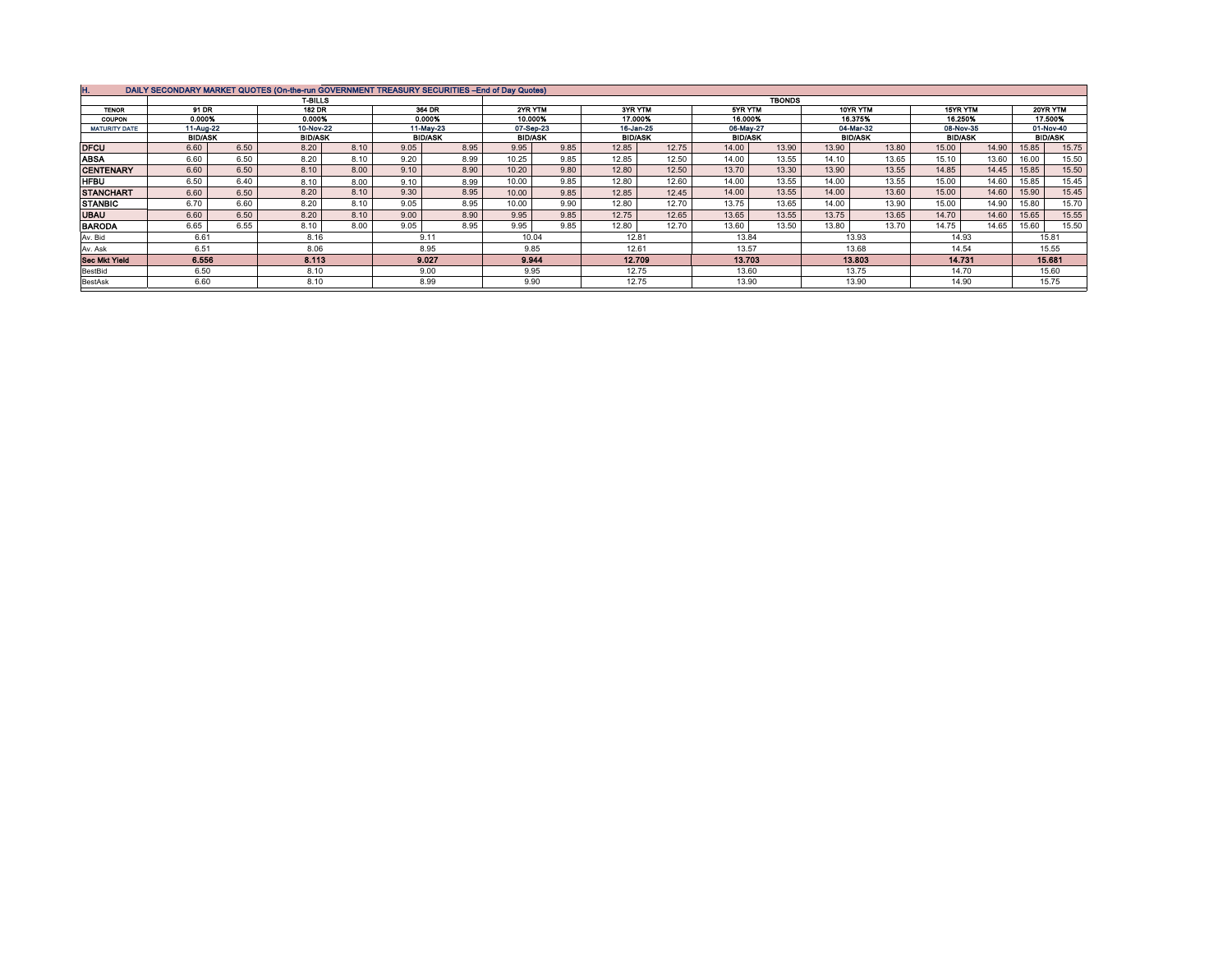**H. DAILY SECONDARY MARKET QUOTES (On-the-run GOVERNMENT TREASURY SECURITIES –End of Day Quotes)**

| | T-BILLS | | | | | | TBONDS | | | | | | | | | | | |
|---|---|---|---|---|---|---|---|---|---|---|---|---|---|---|---|---|---|---|
| TENOR | 91 DR | | 182 DR | | 364 DR | | 2YR YTM | | 3YR YTM | | 5YR YTM | | 10YR YTM | | 15YR YTM | | 20YR YTM | |
| COUPON | 0.000% | | 0.000% | | 0.000% | | 10.000% | | 17.000% | | 16.000% | | 16.375% | | 16.250% | | 17.500% | |
| MATURITY DATE | 11-Aug-22 | | 10-Nov-22 | | 11-May-23 | | 07-Sep-23 | | 16-Jan-25 | | 06-May-27 | | 04-Mar-32 | | 08-Nov-35 | | 01-Nov-40 | |
| | BID/ASK | | BID/ASK | | BID/ASK | | BID/ASK | | BID/ASK | | BID/ASK | | BID/ASK | | BID/ASK | | BID/ASK | |
| **DFCU** | 6.60 | 6.50 | 8.20 | 8.10 | 9.05 | 8.95 | 9.95 | 9.85 | 12.85 | 12.75 | 14.00 | 13.90 | 13.90 | 13.80 | 15.00 | 14.90 | 15.85 | 15.75 |
| **ABSA** | 6.60 | 6.50 | 8.20 | 8.10 | 9.20 | 8.99 | 10.25 | 9.85 | 12.85 | 12.50 | 14.00 | 13.55 | 14.10 | 13.65 | 15.10 | 13.60 | 16.00 | 15.50 |
| **CENTENARY** | 6.60 | 6.50 | 8.10 | 8.00 | 9.10 | 8.90 | 10.20 | 9.80 | 12.80 | 12.50 | 13.70 | 13.30 | 13.90 | 13.55 | 14.85 | 14.45 | 15.85 | 15.50 |
| **HFBU** | 6.50 | 6.40 | 8.10 | 8.00 | 9.10 | 8.99 | 10.00 | 9.85 | 12.80 | 12.60 | 14.00 | 13.55 | 14.00 | 13.55 | 15.00 | 14.60 | 15.85 | 15.45 |
| **STANCHART** | 6.60 | 6.50 | 8.20 | 8.10 | 9.30 | 8.95 | 10.00 | 9.85 | 12.85 | 12.45 | 14.00 | 13.55 | 14.00 | 13.60 | 15.00 | 14.60 | 15.90 | 15.45 |
| **STANBIC** | 6.70 | 6.60 | 8.20 | 8.10 | 9.05 | 8.95 | 10.00 | 9.90 | 12.80 | 12.70 | 13.75 | 13.65 | 14.00 | 13.90 | 15.00 | 14.90 | 15.80 | 15.70 |
| **UBAU** | 6.60 | 6.50 | 8.20 | 8.10 | 9.00 | 8.90 | 9.95 | 9.85 | 12.75 | 12.65 | 13.65 | 13.55 | 13.75 | 13.65 | 14.70 | 14.60 | 15.65 | 15.55 |
| **BARODA** | 6.65 | 6.55 | 8.10 | 8.00 | 9.05 | 8.95 | 9.95 | 9.85 | 12.80 | 12.70 | 13.60 | 13.50 | 13.80 | 13.70 | 14.75 | 14.65 | 15.60 | 15.50 |
| Av. Bid | 6.61 | | 8.16 | | 9.11 | | 10.04 | | 12.81 | | 13.84 | | 13.93 | | 14.93 | | 15.81 | |
| Av. Ask | 6.51 | | 8.06 | | 8.95 | | 9.85 | | 12.61 | | 13.57 | | 13.68 | | 14.54 | | 15.55 | |
| **Sec Mkt Yield** | **6.556** | | **8.113** | | **9.027** | | **9.944** | | **12.709** | | **13.703** | | **13.803** | | **14.731** | | **15.681** | |
| BestBid | 6.50 | | 8.10 | | 9.00 | | 9.95 | | 12.75 | | 13.60 | | 13.75 | | 14.70 | | 15.60 | |
| BestAsk | 6.60 | | 8.10 | | 8.99 | | 9.90 | | 12.75 | | 13.90 | | 13.90 | | 14.90 | | 15.75 | |